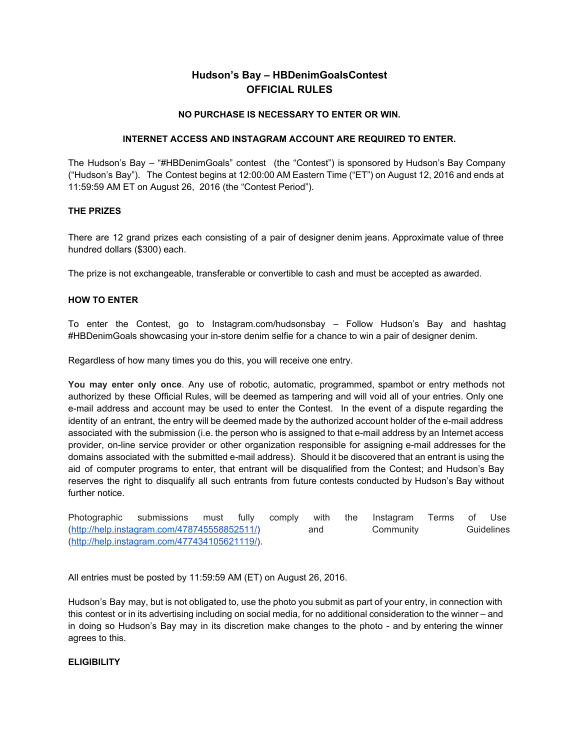# Hudson's Bay – HBDenimGoalsContest
# OFFICIAL RULES

**NO PURCHASE IS NECESSARY TO ENTER OR WIN.**

**INTERNET ACCESS AND INSTAGRAM ACCOUNT ARE REQUIRED TO ENTER.**

The Hudson's Bay – "#HBDenimGoals" contest (the "Contest") is sponsored by Hudson's Bay Company ("Hudson's Bay"). The Contest begins at 12:00:00 AM Eastern Time ("ET") on August 12, 2016 and ends at 11:59:59 AM ET on August 26, 2016 (the "Contest Period").

**THE PRIZES**

There are 12 grand prizes each consisting of a pair of designer denim jeans. Approximate value of three hundred dollars ($300) each.

The prize is not exchangeable, transferable or convertible to cash and must be accepted as awarded.

**HOW TO ENTER**

To enter the Contest, go to Instagram.com/hudsonsbay – Follow Hudson's Bay and hashtag #HBDenimGoals showcasing your in-store denim selfie for a chance to win a pair of designer denim.

Regardless of how many times you do this, you will receive one entry.

**You may enter only once**. Any use of robotic, automatic, programmed, spambot or entry methods not authorized by these Official Rules, will be deemed as tampering and will void all of your entries. Only one e-mail address and account may be used to enter the Contest. In the event of a dispute regarding the identity of an entrant, the entry will be deemed made by the authorized account holder of the e-mail address associated with the submission (i.e. the person who is assigned to that e-mail address by an Internet access provider, on-line service provider or other organization responsible for assigning e-mail addresses for the domains associated with the submitted e-mail address). Should it be discovered that an entrant is using the aid of computer programs to enter, that entrant will be disqualified from the Contest; and Hudson's Bay reserves the right to disqualify all such entrants from future contests conducted by Hudson's Bay without further notice.

Photographic submissions must fully comply with the Instagram Terms of Use (http://help.instagram.com/478745558852511/) and Community Guidelines (http://help.instagram.com/477434105621119/).

All entries must be posted by 11:59:59 AM (ET) on August 26, 2016.

Hudson's Bay may, but is not obligated to, use the photo you submit as part of your entry, in connection with this contest or in its advertising including on social media, for no additional consideration to the winner – and in doing so Hudson's Bay may in its discretion make changes to the photo - and by entering the winner agrees to this.

**ELIGIBILITY**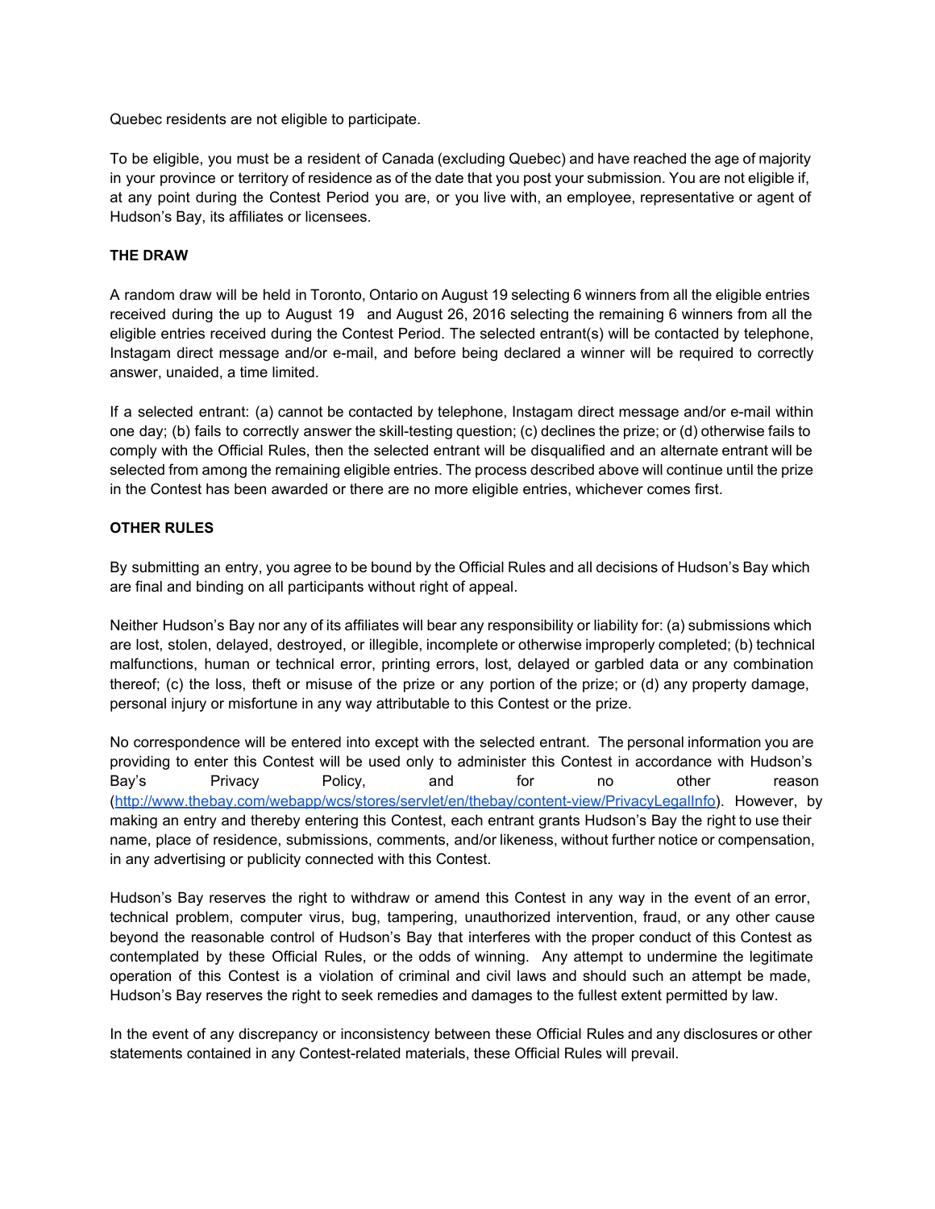Quebec residents are not eligible to participate.

To be eligible, you must be a resident of Canada (excluding Quebec) and have reached the age of majority in your province or territory of residence as of the date that you post your submission. You are not eligible if, at any point during the Contest Period you are, or you live with, an employee, representative or agent of Hudson's Bay, its affiliates or licensees.

**THE DRAW**

A random draw will be held in Toronto, Ontario on August 19 selecting 6 winners from all the eligible entries received during the up to August 19 and August 26, 2016 selecting the remaining 6 winners from all the eligible entries received during the Contest Period. The selected entrant(s) will be contacted by telephone, Instagam direct message and/or e-mail, and before being declared a winner will be required to correctly answer, unaided, a time limited.

If a selected entrant: (a) cannot be contacted by telephone, Instagam direct message and/or e-mail within one day; (b) fails to correctly answer the skill-testing question; (c) declines the prize; or (d) otherwise fails to comply with the Official Rules, then the selected entrant will be disqualified and an alternate entrant will be selected from among the remaining eligible entries. The process described above will continue until the prize in the Contest has been awarded or there are no more eligible entries, whichever comes first.

**OTHER RULES**

By submitting an entry, you agree to be bound by the Official Rules and all decisions of Hudson's Bay which are final and binding on all participants without right of appeal.

Neither Hudson's Bay nor any of its affiliates will bear any responsibility or liability for: (a) submissions which are lost, stolen, delayed, destroyed, or illegible, incomplete or otherwise improperly completed; (b) technical malfunctions, human or technical error, printing errors, lost, delayed or garbled data or any combination thereof; (c) the loss, theft or misuse of the prize or any portion of the prize; or (d) any property damage, personal injury or misfortune in any way attributable to this Contest or the prize.

No correspondence will be entered into except with the selected entrant. The personal information you are providing to enter this Contest will be used only to administer this Contest in accordance with Hudson's Bay's Privacy Policy, and for no other reason (http://www.thebay.com/webapp/wcs/stores/servlet/en/thebay/content-view/PrivacyLegalInfo). However, by making an entry and thereby entering this Contest, each entrant grants Hudson's Bay the right to use their name, place of residence, submissions, comments, and/or likeness, without further notice or compensation, in any advertising or publicity connected with this Contest.

Hudson's Bay reserves the right to withdraw or amend this Contest in any way in the event of an error, technical problem, computer virus, bug, tampering, unauthorized intervention, fraud, or any other cause beyond the reasonable control of Hudson's Bay that interferes with the proper conduct of this Contest as contemplated by these Official Rules, or the odds of winning. Any attempt to undermine the legitimate operation of this Contest is a violation of criminal and civil laws and should such an attempt be made, Hudson's Bay reserves the right to seek remedies and damages to the fullest extent permitted by law.

In the event of any discrepancy or inconsistency between these Official Rules and any disclosures or other statements contained in any Contest-related materials, these Official Rules will prevail.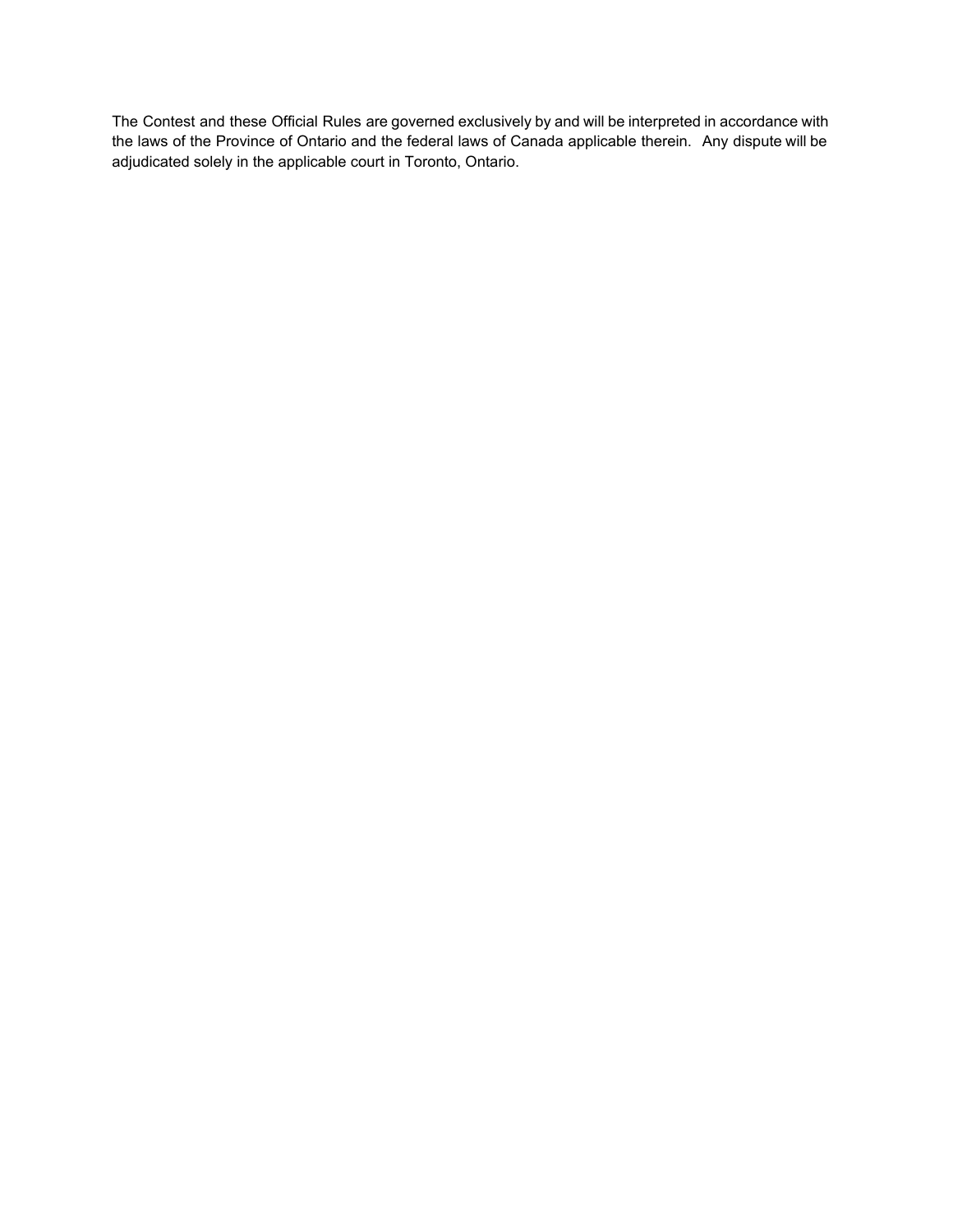The Contest and these Official Rules are governed exclusively by and will be interpreted in accordance with the laws of the Province of Ontario and the federal laws of Canada applicable therein. Any dispute will be adjudicated solely in the applicable court in Toronto, Ontario.